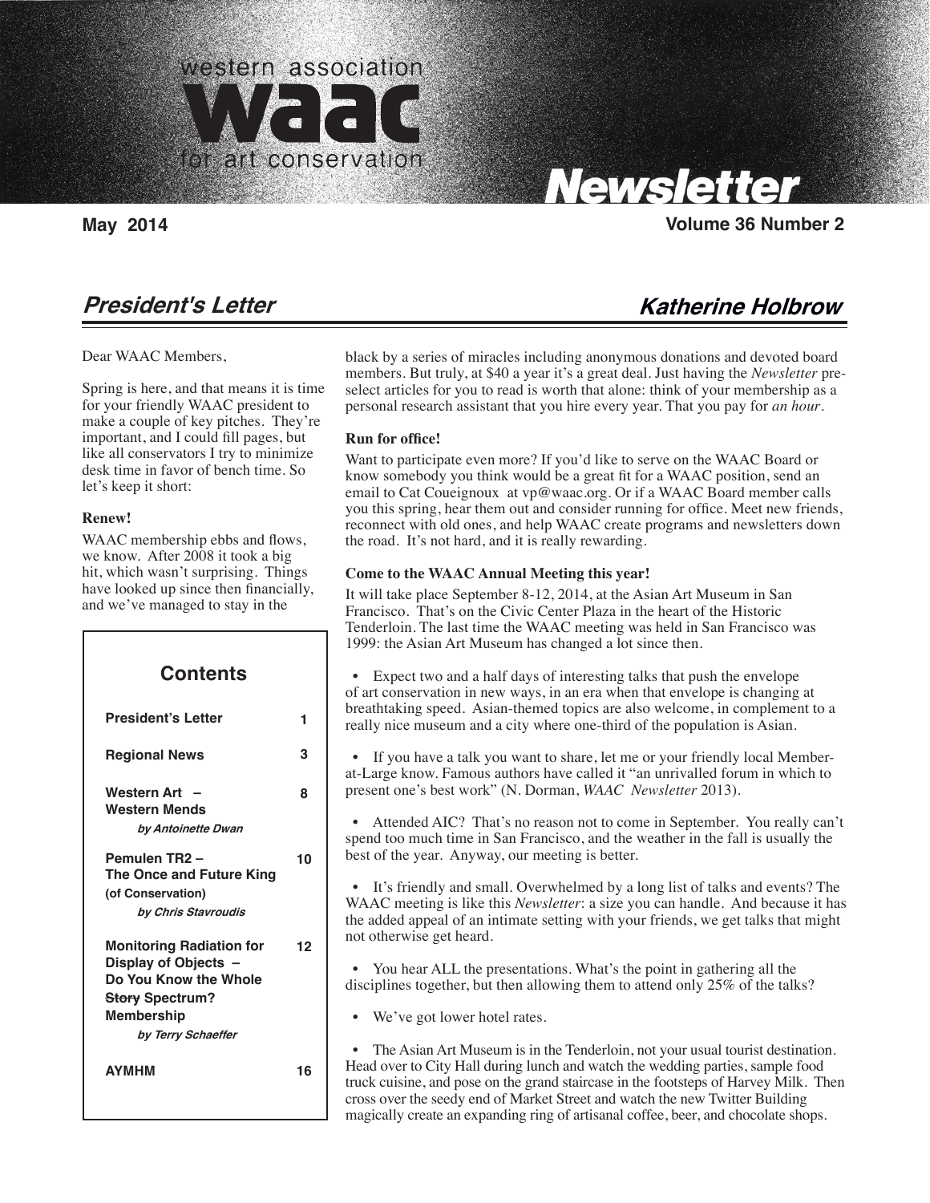# western association WAAC for art conservation

# Newsletter

**May 2014** **Volume 36 Number 2**

## *President's Letter* — *Katherine Holbrow*

Dear WAAC Members,

Spring is here, and that means it is time for your friendly WAAC president to make a couple of key pitches. They're important, and I could fill pages, but like all conservators I try to minimize desk time in favor of bench time. So let's keep it short:

**Renew!**

WAAC membership ebbs and flows, we know. After 2008 it took a big hit, which wasn't surprising. Things have looked up since then financially, and we've managed to stay in the black by a series of miracles including anonymous donations and devoted board members. But truly, at $40 a year it's a great deal. Just having the *Newsletter* pre-select articles for you to read is worth that alone: think of your membership as a personal research assistant that you hire every year. That you pay for *an hour*.

**Run for office!**

Want to participate even more? If you'd like to serve on the WAAC Board or know somebody you think would be a great fit for a WAAC position, send an email to Cat Coueignoux at vp@waac.org. Or if a WAAC Board member calls you this spring, hear them out and consider running for office. Meet new friends, reconnect with old ones, and help WAAC create programs and newsletters down the road. It's not hard, and it is really rewarding.

**Come to the WAAC Annual Meeting this year!**

It will take place September 8-12, 2014, at the Asian Art Museum in San Francisco. That's on the Civic Center Plaza in the heart of the Historic Tenderloin. The last time the WAAC meeting was held in San Francisco was 1999: the Asian Art Museum has changed a lot since then.

- Expect two and a half days of interesting talks that push the envelope of art conservation in new ways, in an era when that envelope is changing at breathtaking speed. Asian-themed topics are also welcome, in complement to a really nice museum and a city where one-third of the population is Asian.
- If you have a talk you want to share, let me or your friendly local Member-at-Large know. Famous authors have called it "an unrivalled forum in which to present one's best work" (N. Dorman, *WAAC Newsletter* 2013).
- Attended AIC? That's no reason not to come in September. You really can't spend too much time in San Francisco, and the weather in the fall is usually the best of the year. Anyway, our meeting is better.
- It's friendly and small. Overwhelmed by a long list of talks and events? The WAAC meeting is like this *Newsletter*: a size you can handle. And because it has the added appeal of an intimate setting with your friends, we get talks that might not otherwise get heard.
- You hear ALL the presentations. What's the point in gathering all the disciplines together, but then allowing them to attend only 25% of the talks?
- We've got lower hotel rates.
- The Asian Art Museum is in the Tenderloin, not your usual tourist destination. Head over to City Hall during lunch and watch the wedding parties, sample food truck cuisine, and pose on the grand staircase in the footsteps of Harvey Milk. Then cross over the seedy end of Market Street and watch the new Twitter Building magically create an expanding ring of artisanal coffee, beer, and chocolate shops.

### Contents

| | |
|---|---|
| **President's Letter** | **1** |
| **Regional News** | **3** |
| **Western Art – Western Mends** *by Antoinette Dwan* | **8** |
| **Pemulen TR2 – The Once and Future King (of Conservation)** *by Chris Stavroudis* | **10** |
| **Monitoring Radiation for Display of Objects – Do You Know the Whole ~~Story~~ Spectrum?** *by Terry Schaeffer* | **12** |
| **Membership** | |
| **AYMHM** | **16** |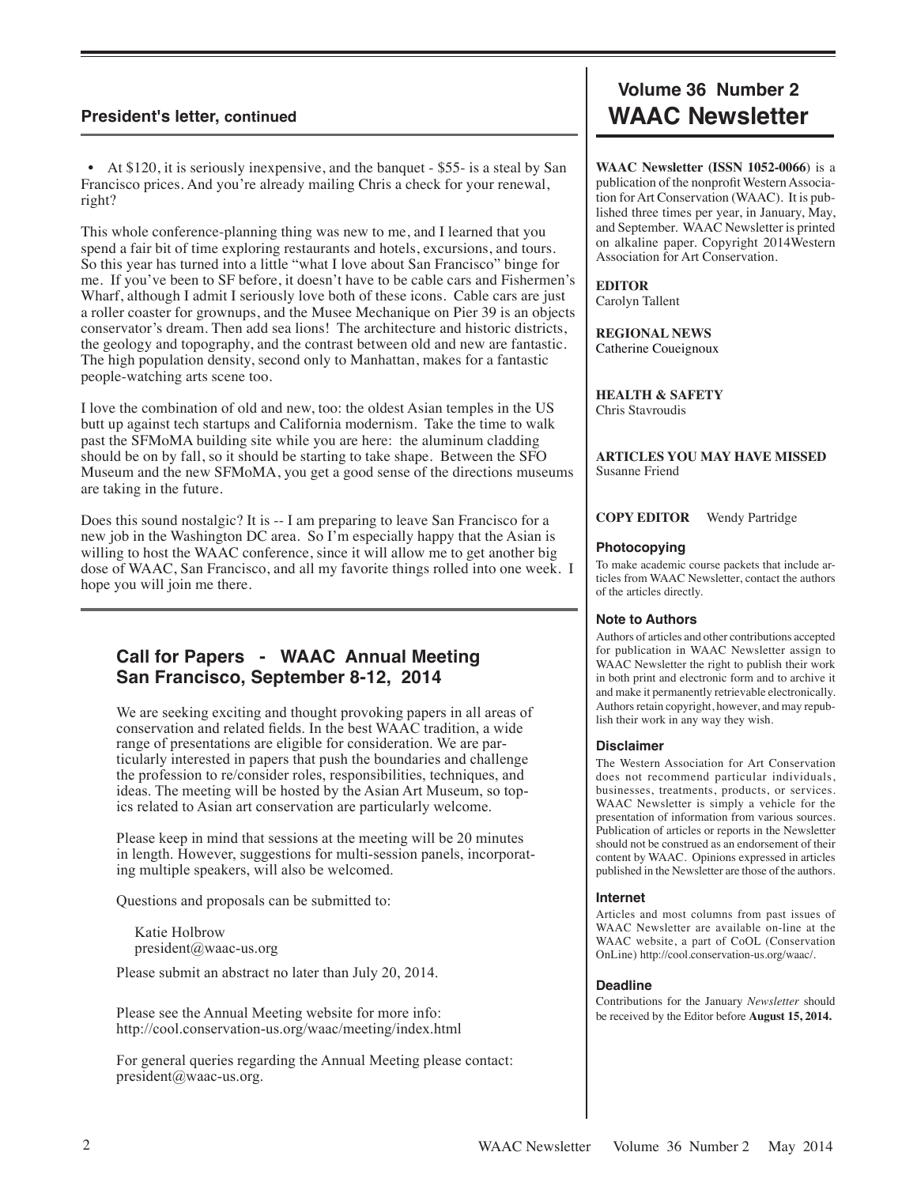## President's letter, continued

- At $120, it is seriously inexpensive, and the banquet - $55- is a steal by San Francisco prices. And you're already mailing Chris a check for your renewal, right?

This whole conference-planning thing was new to me, and I learned that you spend a fair bit of time exploring restaurants and hotels, excursions, and tours. So this year has turned into a little "what I love about San Francisco" binge for me. If you've been to SF before, it doesn't have to be cable cars and Fishermen's Wharf, although I admit I seriously love both of these icons. Cable cars are just a roller coaster for grownups, and the Musee Mechanique on Pier 39 is an objects conservator's dream. Then add sea lions! The architecture and historic districts, the geology and topography, and the contrast between old and new are fantastic. The high population density, second only to Manhattan, makes for a fantastic people-watching arts scene too.

I love the combination of old and new, too: the oldest Asian temples in the US butt up against tech startups and California modernism. Take the time to walk past the SFMoMA building site while you are here: the aluminum cladding should be on by fall, so it should be starting to take shape. Between the SFO Museum and the new SFMoMA, you get a good sense of the directions museums are taking in the future.

Does this sound nostalgic? It is -- I am preparing to leave San Francisco for a new job in the Washington DC area. So I'm especially happy that the Asian is willing to host the WAAC conference, since it will allow me to get another big dose of WAAC, San Francisco, and all my favorite things rolled into one week. I hope you will join me there.

## Call for Papers - WAAC Annual Meeting San Francisco, September 8-12, 2014

We are seeking exciting and thought provoking papers in all areas of conservation and related fields. In the best WAAC tradition, a wide range of presentations are eligible for consideration. We are particularly interested in papers that push the boundaries and challenge the profession to re/consider roles, responsibilities, techniques, and ideas. The meeting will be hosted by the Asian Art Museum, so topics related to Asian art conservation are particularly welcome.

Please keep in mind that sessions at the meeting will be 20 minutes in length. However, suggestions for multi-session panels, incorporating multiple speakers, will also be welcomed.

Questions and proposals can be submitted to:

Katie Holbrow
president@waac-us.org

Please submit an abstract no later than July 20, 2014.

Please see the Annual Meeting website for more info:
http://cool.conservation-us.org/waac/meeting/index.html

For general queries regarding the Annual Meeting please contact:
president@waac-us.org.

# Volume 36 Number 2 WAAC Newsletter

**WAAC Newsletter (ISSN 1052-0066)** is a publication of the nonprofit Western Association for Art Conservation (WAAC). It is published three times per year, in January, May, and September. WAAC Newsletter is printed on alkaline paper. Copyright 2014Western Association for Art Conservation.

**EDITOR**
Carolyn Tallent

**REGIONAL NEWS**
Catherine Coueignoux

**HEALTH & SAFETY**
Chris Stavroudis

**ARTICLES YOU MAY HAVE MISSED**
Susanne Friend

**COPY EDITOR** Wendy Partridge

### Photocopying

To make academic course packets that include articles from WAAC Newsletter, contact the authors of the articles directly.

### Note to Authors

Authors of articles and other contributions accepted for publication in WAAC Newsletter assign to WAAC Newsletter the right to publish their work in both print and electronic form and to archive it and make it permanently retrievable electronically. Authors retain copyright, however, and may republish their work in any way they wish.

### Disclaimer

The Western Association for Art Conservation does not recommend particular individuals, businesses, treatments, products, or services. WAAC Newsletter is simply a vehicle for the presentation of information from various sources. Publication of articles or reports in the Newsletter should not be construed as an endorsement of their content by WAAC. Opinions expressed in articles published in the Newsletter are those of the authors.

### Internet

Articles and most columns from past issues of WAAC Newsletter are available on-line at the WAAC website, a part of CoOL (Conservation OnLine) http://cool.conservation-us.org/waac/.

### Deadline

Contributions for the January *Newsletter* should be received by the Editor before **August 15, 2014.**